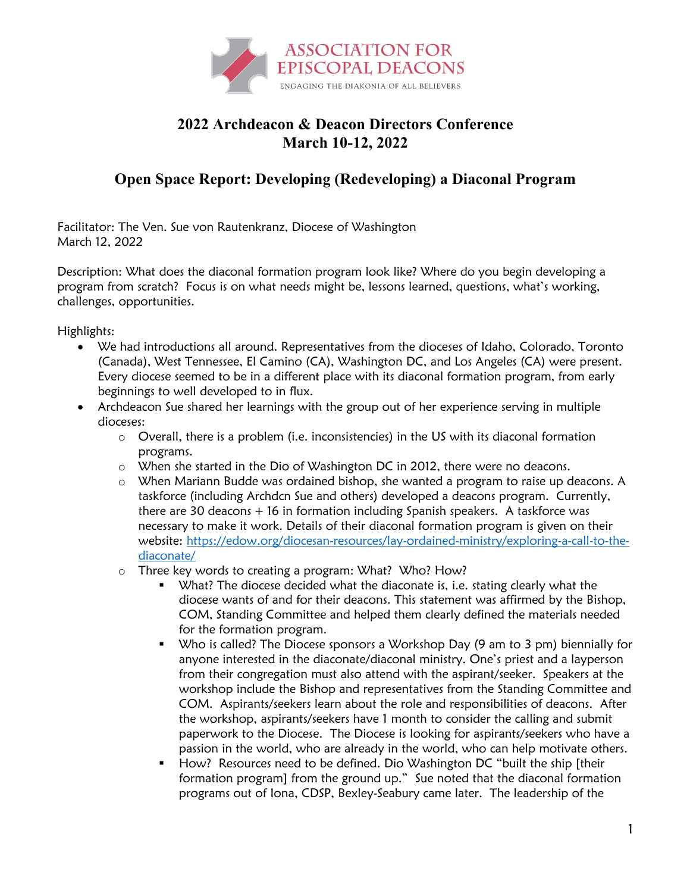ASSOCIATION FOR EPISCOPAL DEACONS
ENGAGING THE DIAKONIA OF ALL BELIEVERS

# 2022 Archdeacon & Deacon Directors Conference
# March 10-12, 2022

## Open Space Report: Developing (Redeveloping) a Diaconal Program

Facilitator: The Ven. Sue von Rautenkranz, Diocese of Washington
March 12, 2022

Description: What does the diaconal formation program look like? Where do you begin developing a program from scratch? Focus is on what needs might be, lessons learned, questions, what's working, challenges, opportunities.

Highlights:

- We had introductions all around. Representatives from the dioceses of Idaho, Colorado, Toronto (Canada), West Tennessee, El Camino (CA), Washington DC, and Los Angeles (CA) were present. Every diocese seemed to be in a different place with its diaconal formation program, from early beginnings to well developed to in flux.
- Archdeacon Sue shared her learnings with the group out of her experience serving in multiple dioceses:
  - Overall, there is a problem (i.e. inconsistencies) in the US with its diaconal formation programs.
  - When she started in the Dio of Washington DC in 2012, there were no deacons.
  - When Mariann Budde was ordained bishop, she wanted a program to raise up deacons. A taskforce (including Archdcn Sue and others) developed a deacons program. Currently, there are 30 deacons + 16 in formation including Spanish speakers. A taskforce was necessary to make it work. Details of their diaconal formation program is given on their website: [https://edow.org/diocesan-resources/lay-ordained-ministry/exploring-a-call-to-the-diaconate/](https://edow.org/diocesan-resources/lay-ordained-ministry/exploring-a-call-to-the-diaconate/)
  - Three key words to creating a program: What? Who? How?
    - What? The diocese decided what the diaconate is, i.e. stating clearly what the diocese wants of and for their deacons. This statement was affirmed by the Bishop, COM, Standing Committee and helped them clearly defined the materials needed for the formation program.
    - Who is called? The Diocese sponsors a Workshop Day (9 am to 3 pm) biennially for anyone interested in the diaconate/diaconal ministry. One's priest and a layperson from their congregation must also attend with the aspirant/seeker. Speakers at the workshop include the Bishop and representatives from the Standing Committee and COM. Aspirants/seekers learn about the role and responsibilities of deacons. After the workshop, aspirants/seekers have 1 month to consider the calling and submit paperwork to the Diocese. The Diocese is looking for aspirants/seekers who have a passion in the world, who are already in the world, who can help motivate others.
    - How? Resources need to be defined. Dio Washington DC "built the ship [their formation program] from the ground up." Sue noted that the diaconal formation programs out of Iona, CDSP, Bexley-Seabury came later. The leadership of the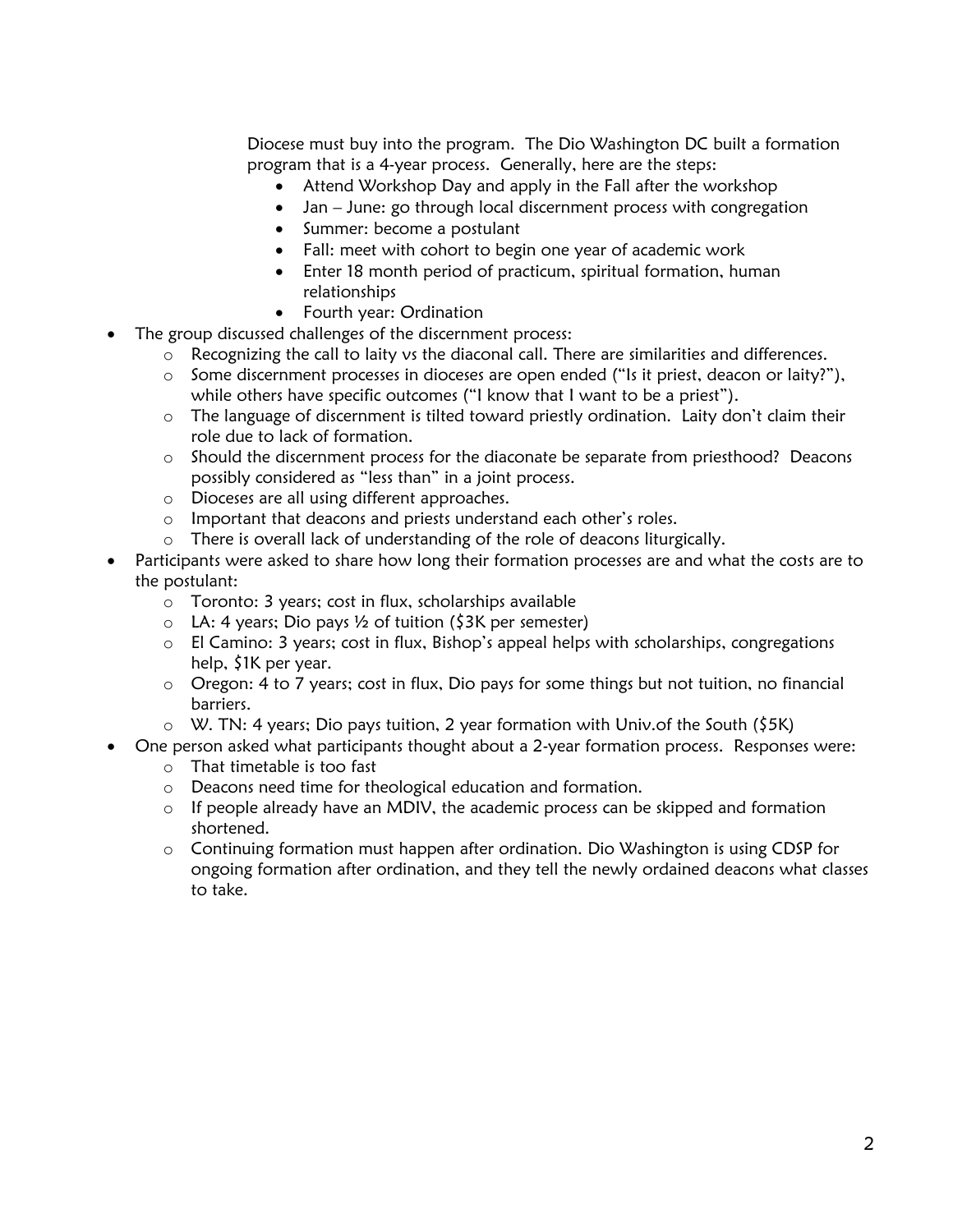Diocese must buy into the program. The Dio Washington DC built a formation program that is a 4-year process. Generally, here are the steps:

- Attend Workshop Day and apply in the Fall after the workshop
- Jan – June: go through local discernment process with congregation
- Summer: become a postulant
- Fall: meet with cohort to begin one year of academic work
- Enter 18 month period of practicum, spiritual formation, human relationships
- Fourth year: Ordination

- The group discussed challenges of the discernment process:
  - Recognizing the call to laity vs the diaconal call. There are similarities and differences.
  - Some discernment processes in dioceses are open ended ("Is it priest, deacon or laity?"), while others have specific outcomes ("I know that I want to be a priest").
  - The language of discernment is tilted toward priestly ordination. Laity don't claim their role due to lack of formation.
  - Should the discernment process for the diaconate be separate from priesthood? Deacons possibly considered as "less than" in a joint process.
  - Dioceses are all using different approaches.
  - Important that deacons and priests understand each other's roles.
  - There is overall lack of understanding of the role of deacons liturgically.
- Participants were asked to share how long their formation processes are and what the costs are to the postulant:
  - Toronto: 3 years; cost in flux, scholarships available
  - LA: 4 years; Dio pays ½ of tuition ($3K per semester)
  - El Camino: 3 years; cost in flux, Bishop's appeal helps with scholarships, congregations help, $1K per year.
  - Oregon: 4 to 7 years; cost in flux, Dio pays for some things but not tuition, no financial barriers.
  - W. TN: 4 years; Dio pays tuition, 2 year formation with Univ.of the South ($5K)
- One person asked what participants thought about a 2-year formation process. Responses were:
  - That timetable is too fast
  - Deacons need time for theological education and formation.
  - If people already have an MDIV, the academic process can be skipped and formation shortened.
  - Continuing formation must happen after ordination. Dio Washington is using CDSP for ongoing formation after ordination, and they tell the newly ordained deacons what classes to take.